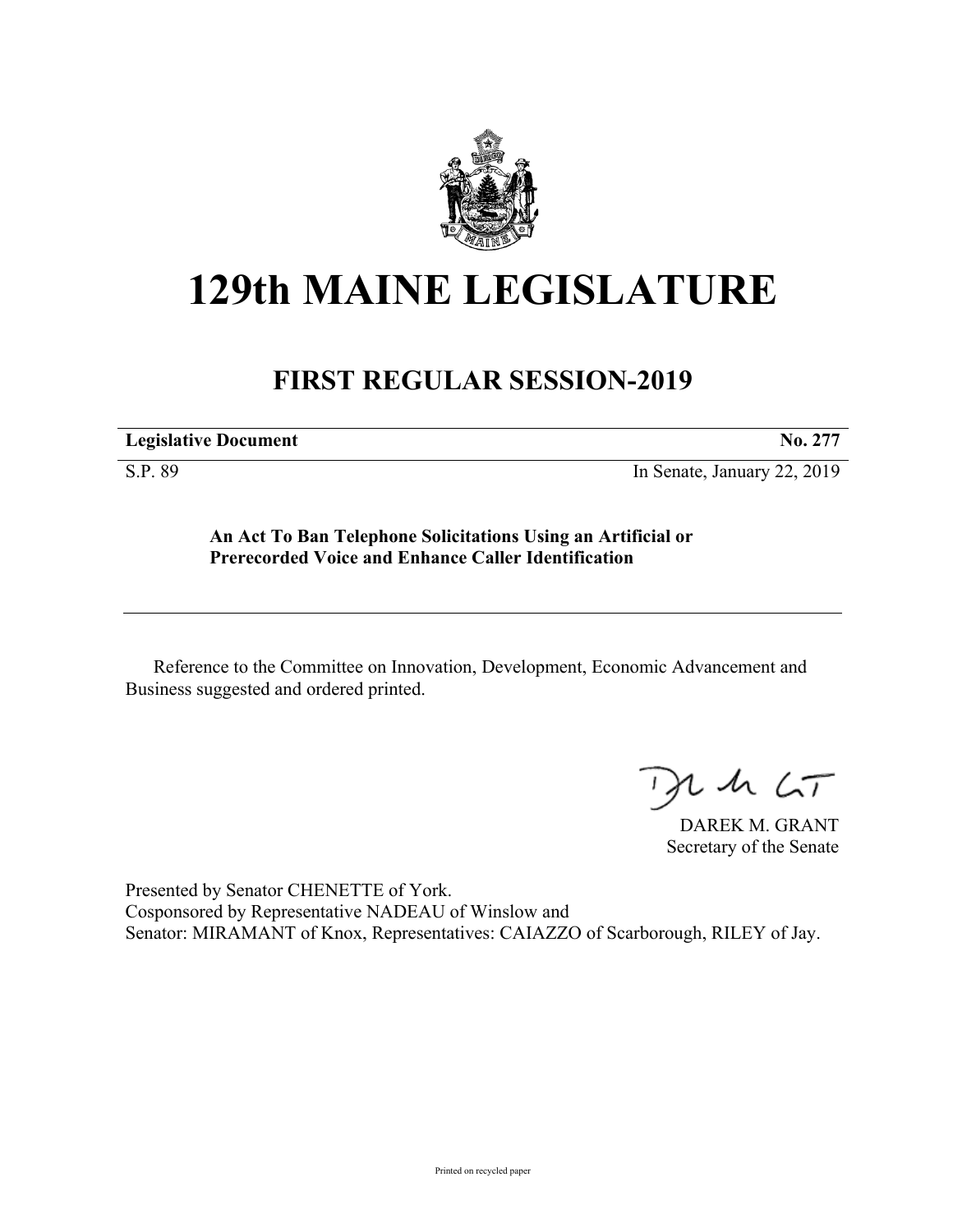# 129th MAINE LEGISLATURE

## FIRST REGULAR SESSION-2019

**Legislative Document** **No. 277**

S.P. 89 In Senate, January 22, 2019

**An Act To Ban Telephone Solicitations Using an Artificial or Prerecorded Voice and Enhance Caller Identification**

Reference to the Committee on Innovation, Development, Economic Advancement and Business suggested and ordered printed.

DAREK M. GRANT
Secretary of the Senate

Presented by Senator CHENETTE of York.
Cosponsored by Representative NADEAU of Winslow and
Senator: MIRAMANT of Knox, Representatives: CAIAZZO of Scarborough, RILEY of Jay.

Printed on recycled paper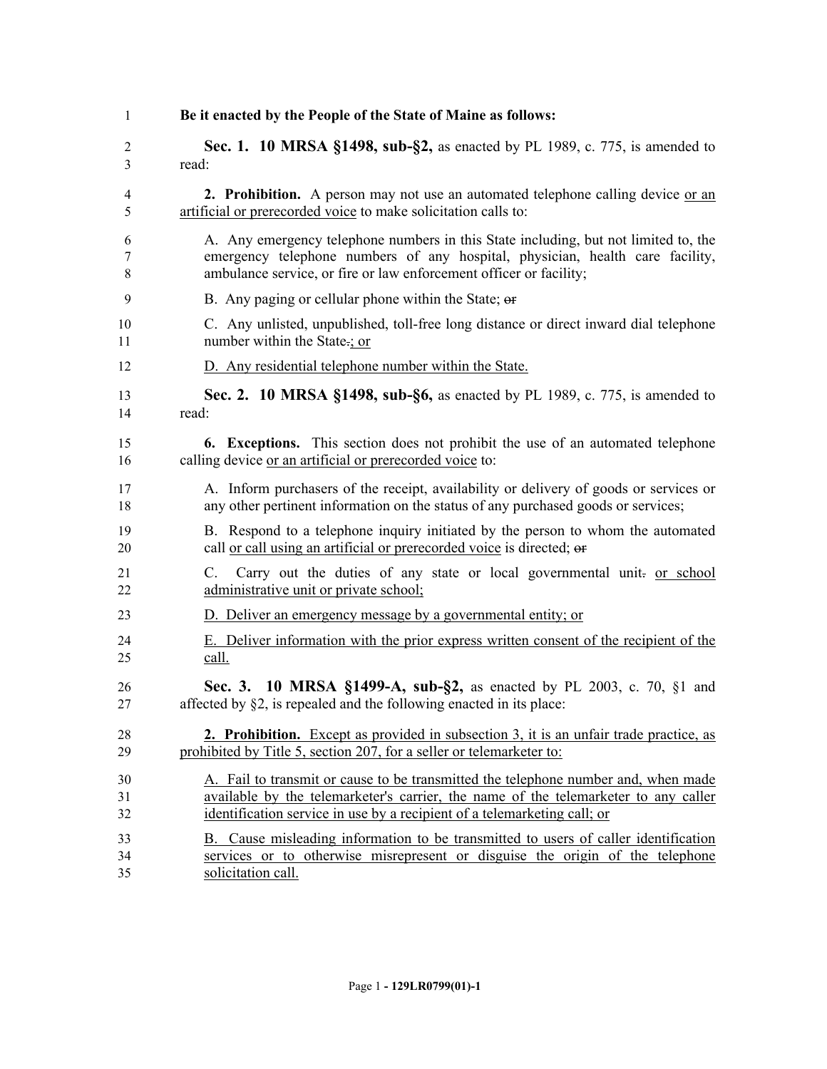**Be it enacted by the People of the State of Maine as follows:**

**Sec. 1. 10 MRSA §1498, sub-§2,** as enacted by PL 1989, c. 775, is amended to read:

**2. Prohibition.** A person may not use an automated telephone calling device <u>or an artificial or prerecorded voice</u> to make solicitation calls to:

A. Any emergency telephone numbers in this State including, but not limited to, the emergency telephone numbers of any hospital, physician, health care facility, ambulance service, or fire or law enforcement officer or facility;

B. Any paging or cellular phone within the State; ~~or~~

C. Any unlisted, unpublished, toll-free long distance or direct inward dial telephone number within the State~~.~~<u>; or</u>

<u>D. Any residential telephone number within the State.</u>

**Sec. 2. 10 MRSA §1498, sub-§6,** as enacted by PL 1989, c. 775, is amended to read:

**6. Exceptions.** This section does not prohibit the use of an automated telephone calling device <u>or an artificial or prerecorded voice</u> to:

A. Inform purchasers of the receipt, availability or delivery of goods or services or any other pertinent information on the status of any purchased goods or services;

B. Respond to a telephone inquiry initiated by the person to whom the automated call <u>or call using an artificial or prerecorded voice</u> is directed; ~~or~~

C. Carry out the duties of any state or local governmental unit~~.~~ <u>or school administrative unit or private school;</u>

<u>D. Deliver an emergency message by a governmental entity; or</u>

<u>E. Deliver information with the prior express written consent of the recipient of the call.</u>

**Sec. 3. 10 MRSA §1499-A, sub-§2,** as enacted by PL 2003, c. 70, §1 and affected by §2, is repealed and the following enacted in its place:

<u>**2. Prohibition.** Except as provided in subsection 3, it is an unfair trade practice, as prohibited by Title 5, section 207, for a seller or telemarketer to:</u>

<u>A. Fail to transmit or cause to be transmitted the telephone number and, when made available by the telemarketer's carrier, the name of the telemarketer to any caller identification service in use by a recipient of a telemarketing call; or</u>

<u>B. Cause misleading information to be transmitted to users of caller identification services or to otherwise misrepresent or disguise the origin of the telephone solicitation call.</u>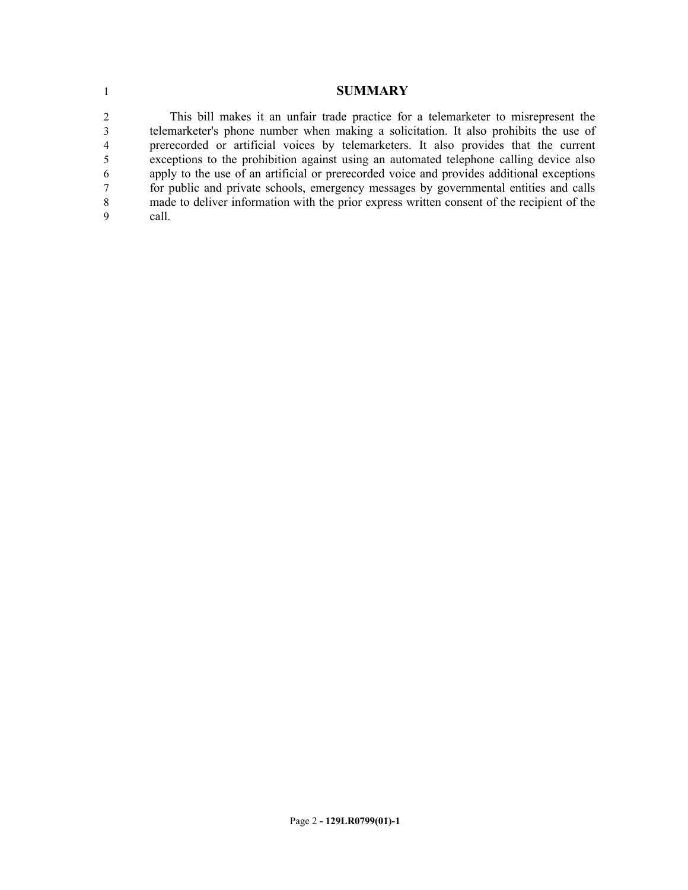# SUMMARY

This bill makes it an unfair trade practice for a telemarketer to misrepresent the telemarketer's phone number when making a solicitation. It also prohibits the use of prerecorded or artificial voices by telemarketers. It also provides that the current exceptions to the prohibition against using an automated telephone calling device also apply to the use of an artificial or prerecorded voice and provides additional exceptions for public and private schools, emergency messages by governmental entities and calls made to deliver information with the prior express written consent of the recipient of the call.